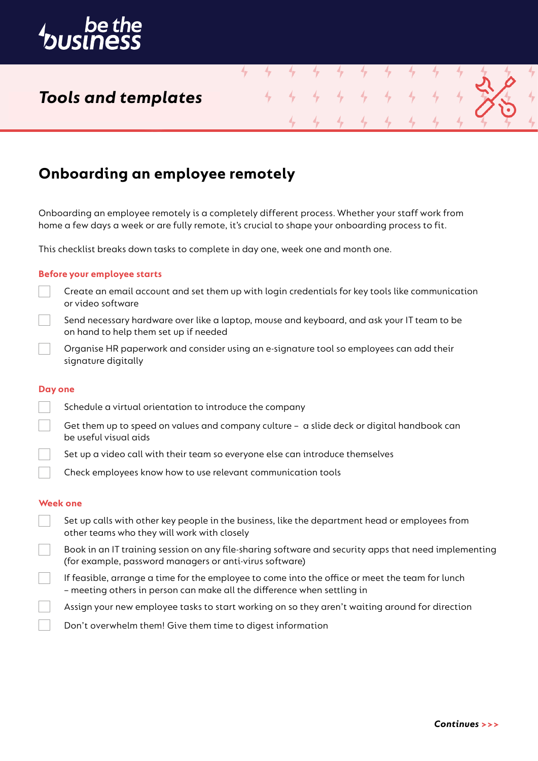be the business

*Tools and templates*

# Onboarding an employee remotely

Onboarding an employee remotely is a completely different process. Whether your staff work from home a few days a week or are fully remote, it's crucial to shape your onboarding process to fit.

This checklist breaks down tasks to complete in day one, week one and month one.

### Before your employee starts

- [ ] Create an email account and set them up with login credentials for key tools like communication or video software
- [ ] Send necessary hardware over like a laptop, mouse and keyboard, and ask your IT team to be on hand to help them set up if needed
- [ ] Organise HR paperwork and consider using an e-signature tool so employees can add their signature digitally

### Day one

- [ ] Schedule a virtual orientation to introduce the company
- [ ] Get them up to speed on values and company culture – a slide deck or digital handbook can be useful visual aids
- [ ] Set up a video call with their team so everyone else can introduce themselves
- [ ] Check employees know how to use relevant communication tools

### Week one

- [ ] Set up calls with other key people in the business, like the department head or employees from other teams who they will work with closely
- [ ] Book in an IT training session on any file-sharing software and security apps that need implementing (for example, password managers or anti-virus software)
- [ ] If feasible, arrange a time for the employee to come into the office or meet the team for lunch – meeting others in person can make all the difference when settling in
- [ ] Assign your new employee tasks to start working on so they aren't waiting around for direction
- [ ] Don't overwhelm them! Give them time to digest information

***Continues >>>***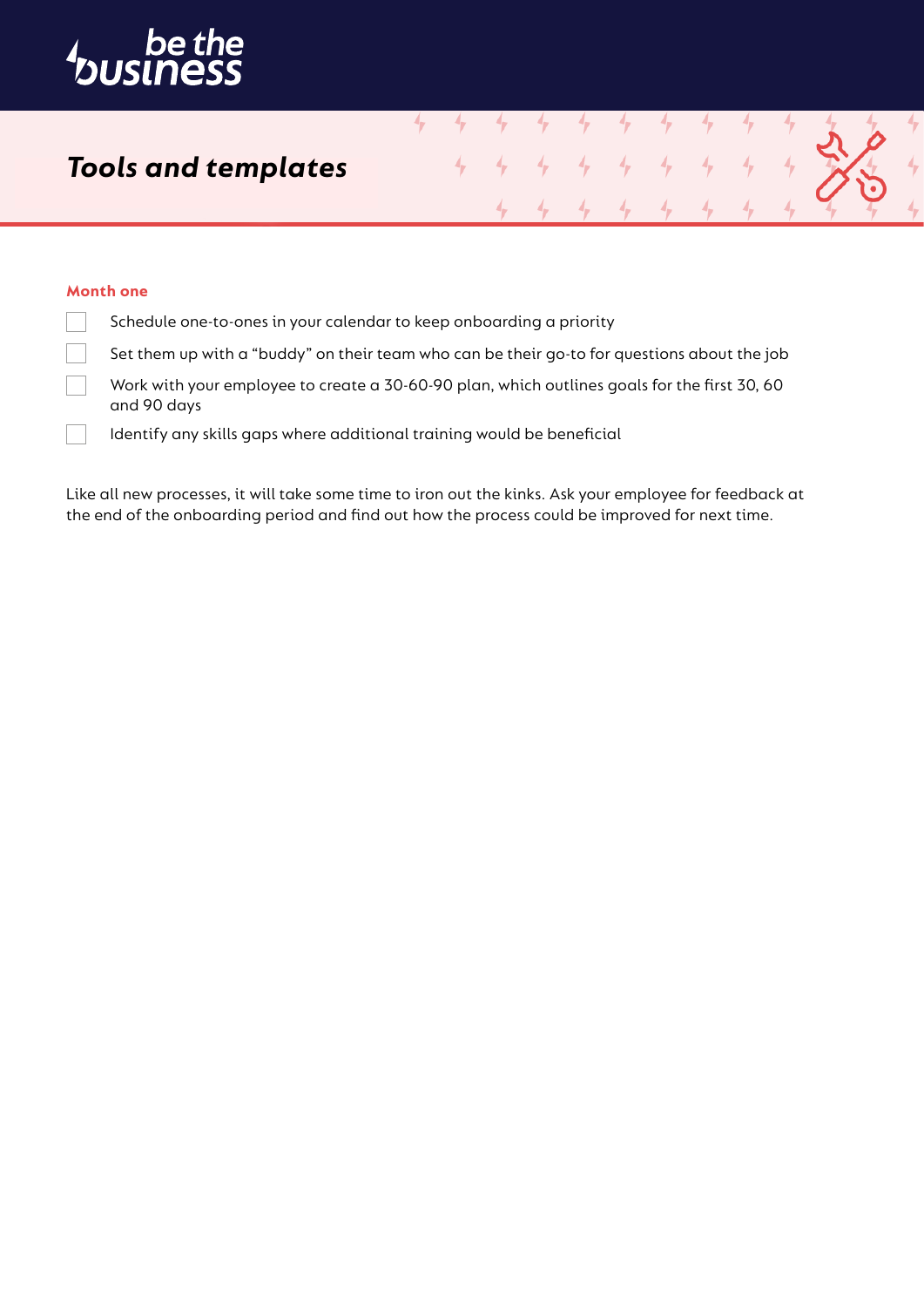## Tools and templates

### Month one

- [ ] Schedule one-to-ones in your calendar to keep onboarding a priority
- [ ] Set them up with a "buddy" on their team who can be their go-to for questions about the job
- [ ] Work with your employee to create a 30-60-90 plan, which outlines goals for the first 30, 60 and 90 days
- [ ] Identify any skills gaps where additional training would be beneficial

Like all new processes, it will take some time to iron out the kinks. Ask your employee for feedback at the end of the onboarding period and find out how the process could be improved for next time.